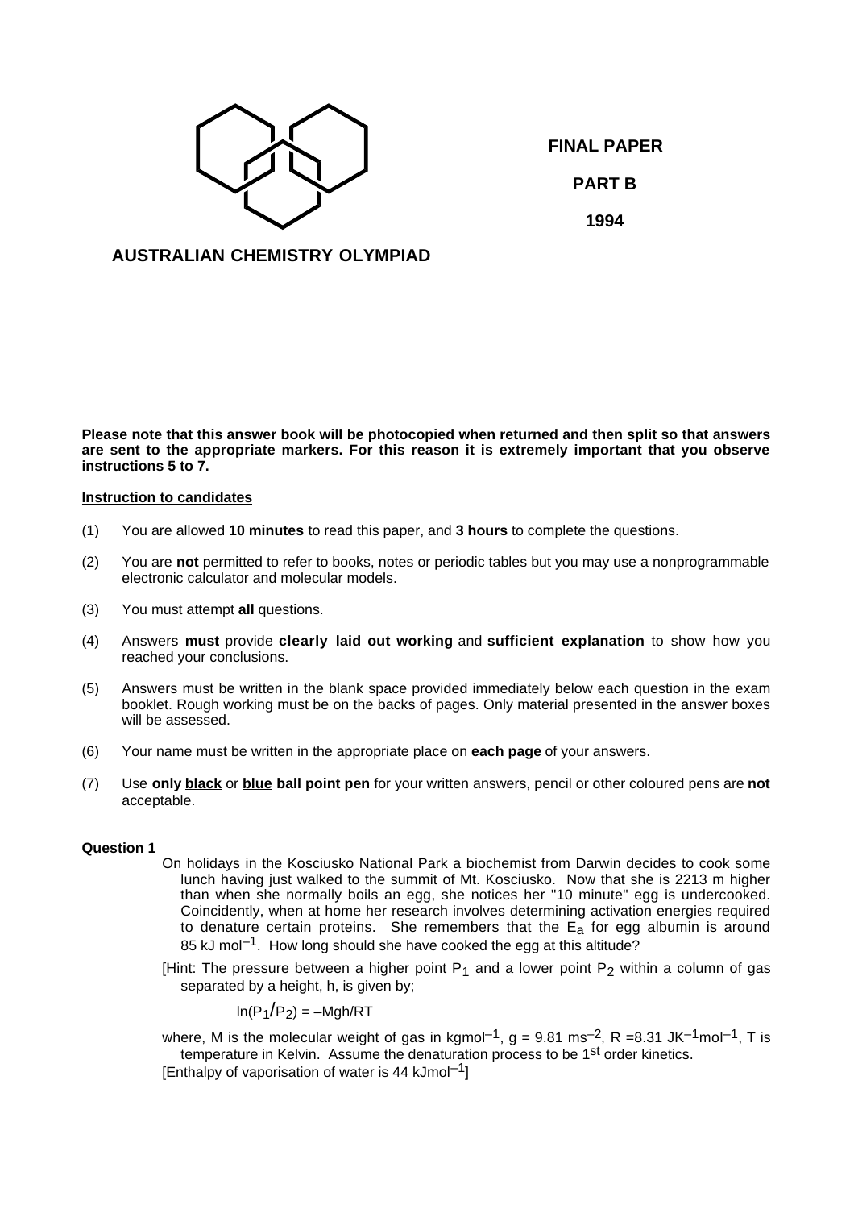**FINAL PAPER**

**PART B**

**1994**

**AUSTRALIAN CHEMISTRY OLYMPIAD**

**Please note that this answer book will be photocopied when returned and then split so that answers are sent to the appropriate markers. For this reason it is extremely important that you observe instructions 5 to 7.**

**Instruction to candidates**

(1) You are allowed **10 minutes** to read this paper, and **3 hours** to complete the questions.

(2) You are **not** permitted to refer to books, notes or periodic tables but you may use a nonprogrammable electronic calculator and molecular models.

(3) You must attempt **all** questions.

(4) Answers **must** provide **clearly laid out working** and **sufficient explanation** to show how you reached your conclusions.

(5) Answers must be written in the blank space provided immediately below each question in the exam booklet. Rough working must be on the backs of pages. Only material presented in the answer boxes will be assessed.

(6) Your name must be written in the appropriate place on **each page** of your answers.

(7) Use **only black** or **blue ball point pen** for your written answers, pencil or other coloured pens are **not** acceptable.

**Question 1**

On holidays in the Kosciusko National Park a biochemist from Darwin decides to cook some lunch having just walked to the summit of Mt. Kosciusko. Now that she is 2213 m higher than when she normally boils an egg, she notices her "10 minute" egg is undercooked. Coincidently, when at home her research involves determining activation energies required to denature certain proteins. She remembers that the $E_a$ for egg albumin is around 85 kJ mol$^{-1}$. How long should she have cooked the egg at this altitude?

[Hint: The pressure between a higher point $P_1$ and a lower point $P_2$ within a column of gas separated by a height, h, is given by;

$$\ln(P_1/P_2) = -Mgh/RT$$

where, M is the molecular weight of gas in kgmol$^{-1}$, g = 9.81 ms$^{-2}$, R =8.31 JK$^{-1}$mol$^{-1}$, T is temperature in Kelvin. Assume the denaturation process to be 1$^{st}$ order kinetics.

[Enthalpy of vaporisation of water is 44 kJmol$^{-1}$]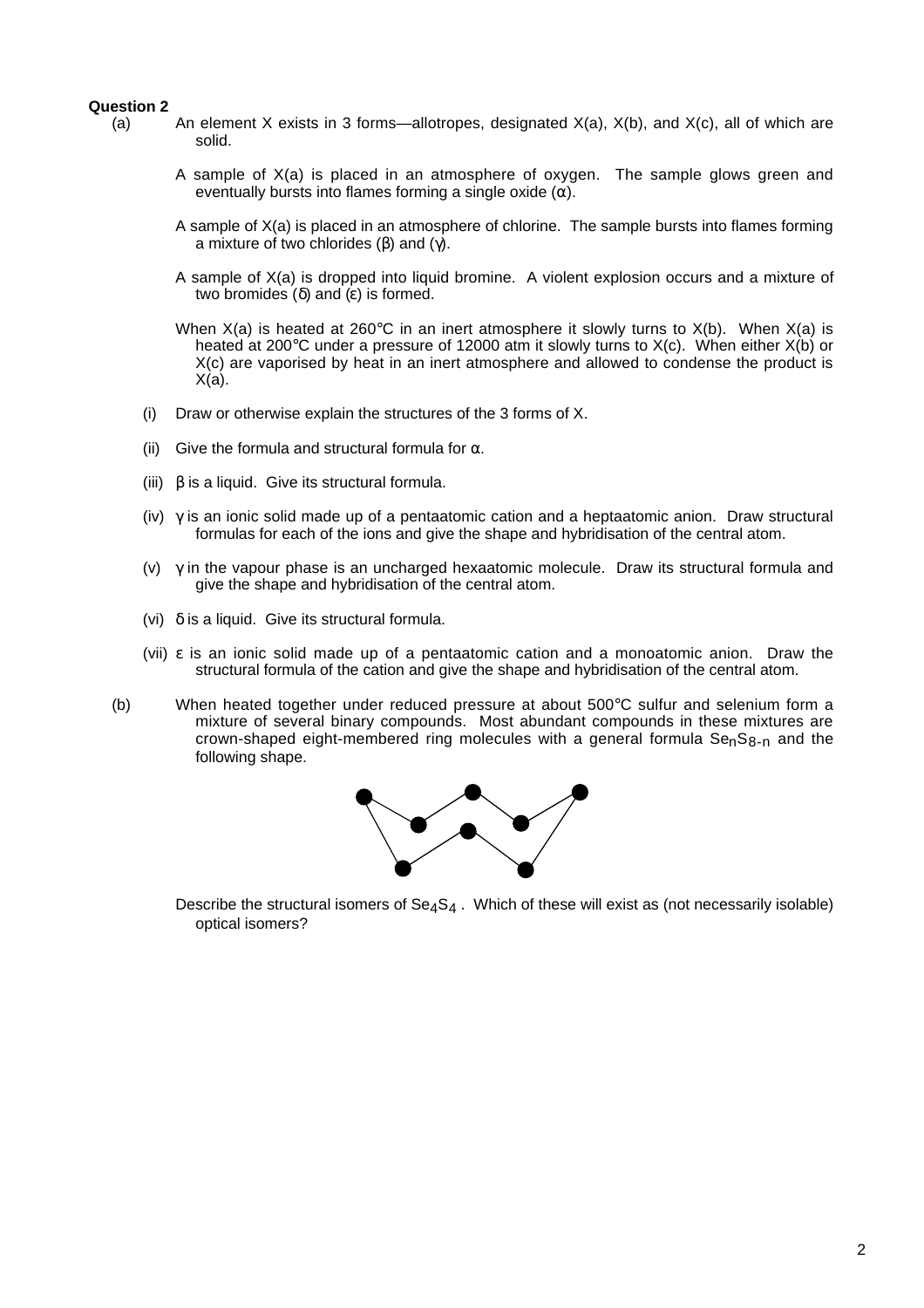**Question 2**

(a) An element X exists in 3 forms—allotropes, designated X(a), X(b), and X(c), all of which are solid.

A sample of X(a) is placed in an atmosphere of oxygen. The sample glows green and eventually bursts into flames forming a single oxide (α).

A sample of X(a) is placed in an atmosphere of chlorine. The sample bursts into flames forming a mixture of two chlorides (β) and (γ).

A sample of X(a) is dropped into liquid bromine. A violent explosion occurs and a mixture of two bromides (δ) and (ε) is formed.

When X(a) is heated at 260°C in an inert atmosphere it slowly turns to X(b). When X(a) is heated at 200°C under a pressure of 12000 atm it slowly turns to X(c). When either X(b) or X(c) are vaporised by heat in an inert atmosphere and allowed to condense the product is X(a).

(i) Draw or otherwise explain the structures of the 3 forms of X.

(ii) Give the formula and structural formula for α.

(iii) β is a liquid. Give its structural formula.

(iv) γ is an ionic solid made up of a pentaatomic cation and a heptaatomic anion. Draw structural formulas for each of the ions and give the shape and hybridisation of the central atom.

(v) γ in the vapour phase is an uncharged hexaatomic molecule. Draw its structural formula and give the shape and hybridisation of the central atom.

(vi) δ is a liquid. Give its structural formula.

(vii) ε is an ionic solid made up of a pentaatomic cation and a monoatomic anion. Draw the structural formula of the cation and give the shape and hybridisation of the central atom.

(b) When heated together under reduced pressure at about 500°C sulfur and selenium form a mixture of several binary compounds. Most abundant compounds in these mixtures are crown-shaped eight-membered ring molecules with a general formula $Se_nS_{8-n}$ and the following shape.

Describe the structural isomers of $Se_4S_4$ . Which of these will exist as (not necessarily isolable) optical isomers?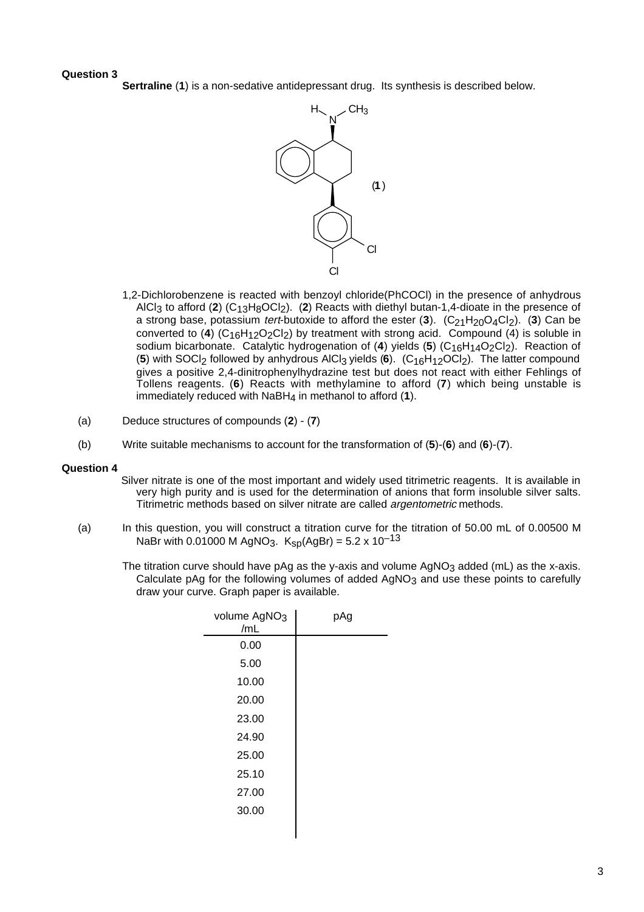**Question 3**

**Sertraline** (**1**) is a non-sedative antidepressant drug. Its synthesis is described below.

1,2-Dichlorobenzene is reacted with benzoyl chloride(PhCOCl) in the presence of anhydrous $AlCl_3$ to afford (**2**) ($C_{13}H_8OCl_2$). (**2**) Reacts with diethyl butan-1,4-dioate in the presence of a strong base, potassium *tert*-butoxide to afford the ester (**3**). ($C_{21}H_{20}O_4Cl_2$). (**3**) Can be converted to (**4**) ($C_{16}H_{12}O_2Cl_2$) by treatment with strong acid. Compound (4) is soluble in sodium bicarbonate. Catalytic hydrogenation of (**4**) yields (**5**) ($C_{16}H_{14}O_2Cl_2$). Reaction of (**5**) with $SOCl_2$ followed by anhydrous $AlCl_3$ yields (**6**). ($C_{16}H_{12}OCl_2$). The latter compound gives a positive 2,4-dinitrophenylhydrazine test but does not react with either Fehlings of Tollens reagents. (**6**) Reacts with methylamine to afford (**7**) which being unstable is immediately reduced with $NaBH_4$ in methanol to afford (**1**).

(a) Deduce structures of compounds (**2**) - (**7**)

(b) Write suitable mechanisms to account for the transformation of (**5**)-(**6**) and (**6**)-(**7**).

**Question 4**

Silver nitrate is one of the most important and widely used titrimetric reagents. It is available in very high purity and is used for the determination of anions that form insoluble silver salts. Titrimetric methods based on silver nitrate are called *argentometric* methods.

(a) In this question, you will construct a titration curve for the titration of 50.00 mL of 0.00500 M NaBr with 0.01000 M $AgNO_3$. $K_{sp}(AgBr) = 5.2 \times 10^{-13}$

The titration curve should have pAg as the y-axis and volume $AgNO_3$ added (mL) as the x-axis. Calculate pAg for the following volumes of added $AgNO_3$ and use these points to carefully draw your curve. Graph paper is available.

| volume $AgNO_3$ /mL | pAg |
|---|---|
| 0.00 | |
| 5.00 | |
| 10.00 | |
| 20.00 | |
| 23.00 | |
| 24.90 | |
| 25.00 | |
| 25.10 | |
| 27.00 | |
| 30.00 | |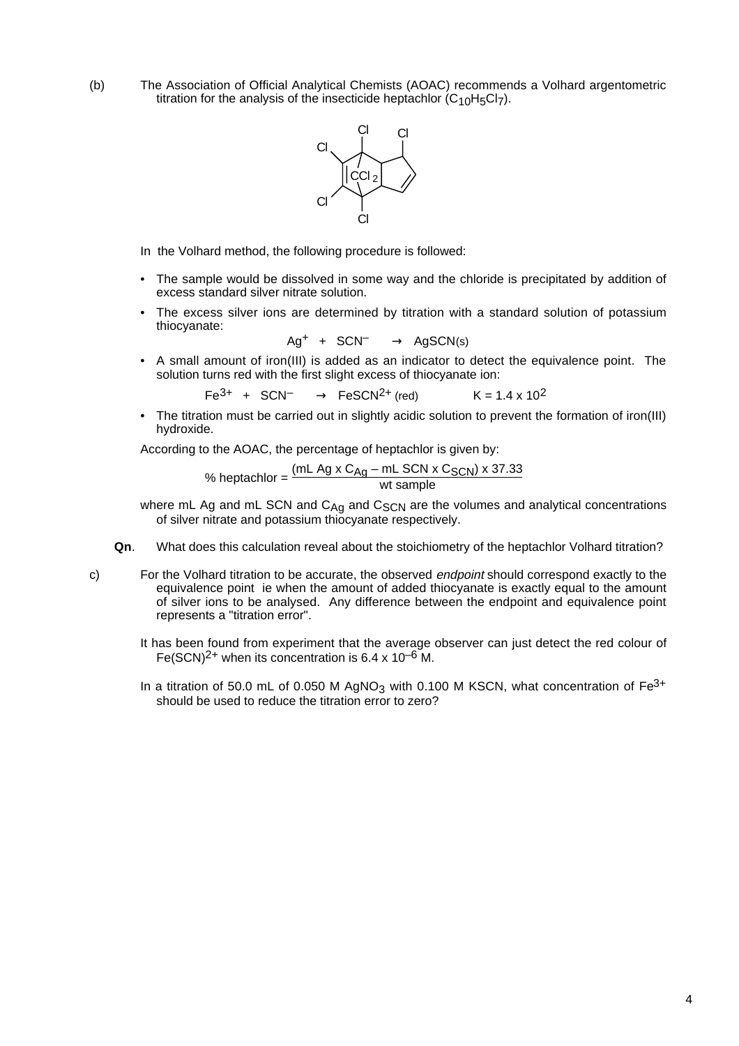(b) The Association of Official Analytical Chemists (AOAC) recommends a Volhard argentometric titration for the analysis of the insecticide heptachlor ($C_{10}H_5Cl_7$).

Cl Cl
Cl
$CCl_2$
Cl
Cl

In the Volhard method, the following procedure is followed:

- The sample would be dissolved in some way and the chloride is precipitated by addition of excess standard silver nitrate solution.
- The excess silver ions are determined by titration with a standard solution of potassium thiocyanate:

$$Ag^{+} + SCN^{-} \rightarrow AgSCN_{(s)}$$

- A small amount of iron(III) is added as an indicator to detect the equivalence point. The solution turns red with the first slight excess of thiocyanate ion:

$$Fe^{3+} + SCN^{-} \rightarrow FeSCN^{2+}{}_{(red)} \qquad K = 1.4 \times 10^{2}$$

- The titration must be carried out in slightly acidic solution to prevent the formation of iron(III) hydroxide.

According to the AOAC, the percentage of heptachlor is given by:

$$\%\ \text{heptachlor} = \frac{(\text{mL Ag} \times C_{Ag} - \text{mL SCN} \times C_{SCN}) \times 37.33}{\text{wt sample}}$$

where mL Ag and mL SCN and $C_{Ag}$ and $C_{SCN}$ are the volumes and analytical concentrations of silver nitrate and potassium thiocyanate respectively.

**Qn**. What does this calculation reveal about the stoichiometry of the heptachlor Volhard titration?

c) For the Volhard titration to be accurate, the observed *endpoint* should correspond exactly to the equivalence point ie when the amount of added thiocyanate is exactly equal to the amount of silver ions to be analysed. Any difference between the endpoint and equivalence point represents a "titration error".

It has been found from experiment that the average observer can just detect the red colour of $Fe(SCN)^{2+}$ when its concentration is $6.4 \times 10^{-6}$ M.

In a titration of 50.0 mL of 0.050 M $AgNO_3$ with 0.100 M KSCN, what concentration of $Fe^{3+}$ should be used to reduce the titration error to zero?